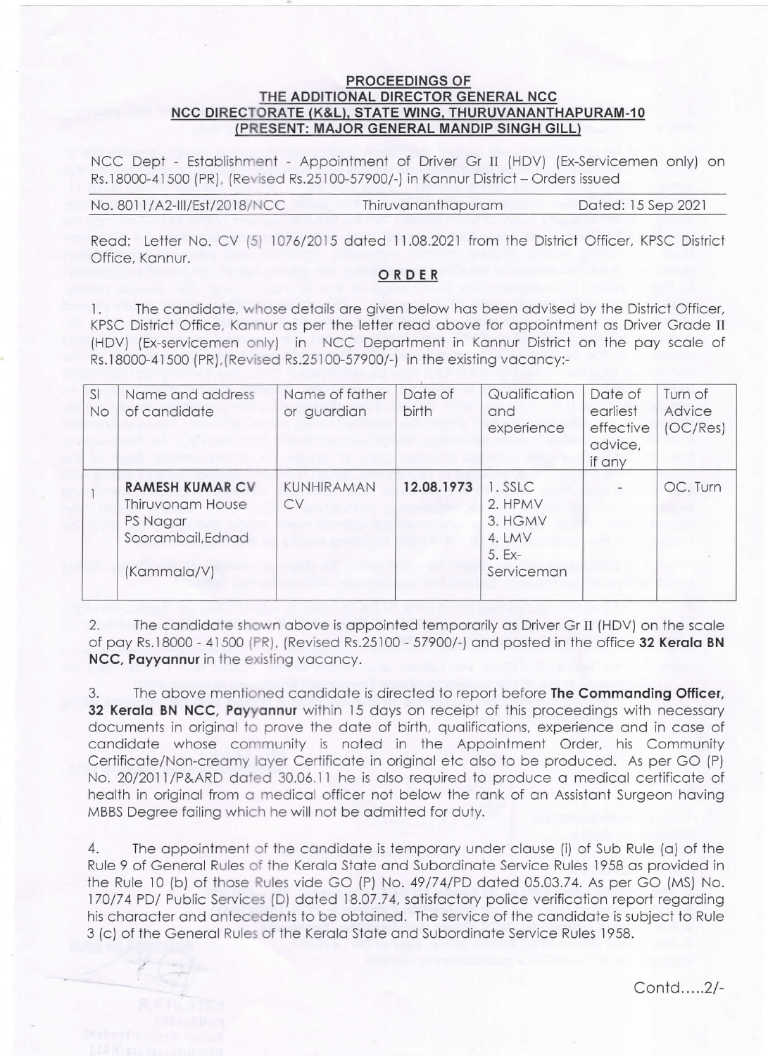**PROCEEDINGS OF**
**THE ADDITIONAL DIRECTOR GENERAL NCC**
**NCC DIRECTORATE (K&L), STATE WING, THURUVANANTHAPURAM-10**
**(PRESENT: MAJOR GENERAL MANDIP SINGH GILL)**

NCC Dept - Establishment - Appointment of Driver Gr II (HDV) (Ex-Servicemen only) on Rs.18000-41500 (PR), (Revised Rs.25100-57900/-) in Kannur District – Orders issued

No. 8011/A2-III/Est/2018/NCC Thiruvananthapuram Dated: 15 Sep 2021

Read: Letter No. CV (5) 1076/2015 dated 11.08.2021 from the District Officer, KPSC District Office, Kannur.

**ORDER**

1. The candidate, whose details are given below has been advised by the District Officer, KPSC District Office, Kannur as per the letter read above for appointment as Driver Grade II (HDV) (Ex-servicemen only) in NCC Department in Kannur District on the pay scale of Rs.18000-41500 (PR),(Revised Rs.25100-57900/-) in the existing vacancy:-

| Sl No | Name and address of candidate | Name of father or guardian | Date of birth | Qualification and experience | Date of earliest effective advice, if any | Turn of Advice (OC/Res) |
|---|---|---|---|---|---|---|
| 1 | **RAMESH KUMAR CV** Thiruvonam House PS Nagar Soorambail,Ednad (Kammala/V) | KUNHIRAMAN CV | **12.08.1973** | 1. SSLC 2. HPMV 3. HGMV 4. LMV 5. Ex-Serviceman | - | OC. Turn |

2. The candidate shown above is appointed temporarily as Driver Gr II (HDV) on the scale of pay Rs.18000 - 41500 (PR), (Revised Rs.25100 - 57900/-) and posted in the office **32 Kerala BN NCC, Payyannur** in the existing vacancy.

3. The above mentioned candidate is directed to report before **The Commanding Officer, 32 Kerala BN NCC, Payyannur** within 15 days on receipt of this proceedings with necessary documents in original to prove the date of birth, qualifications, experience and in case of candidate whose community is noted in the Appointment Order, his Community Certificate/Non-creamy layer Certificate in original etc also to be produced. As per GO (P) No. 20/2011/P&ARD dated 30.06.11 he is also required to produce a medical certificate of health in original from a medical officer not below the rank of an Assistant Surgeon having MBBS Degree failing which he will not be admitted for duty.

4. The appointment of the candidate is temporary under clause (i) of Sub Rule (a) of the Rule 9 of General Rules of the Kerala State and Subordinate Service Rules 1958 as provided in the Rule 10 (b) of those Rules vide GO (P) No. 49/74/PD dated 05.03.74. As per GO (MS) No. 170/74 PD/ Public Services (D) dated 18.07.74, satisfactory police verification report regarding his character and antecedents to be obtained. The service of the candidate is subject to Rule 3 (c) of the General Rules of the Kerala State and Subordinate Service Rules 1958.

Contd.....2/-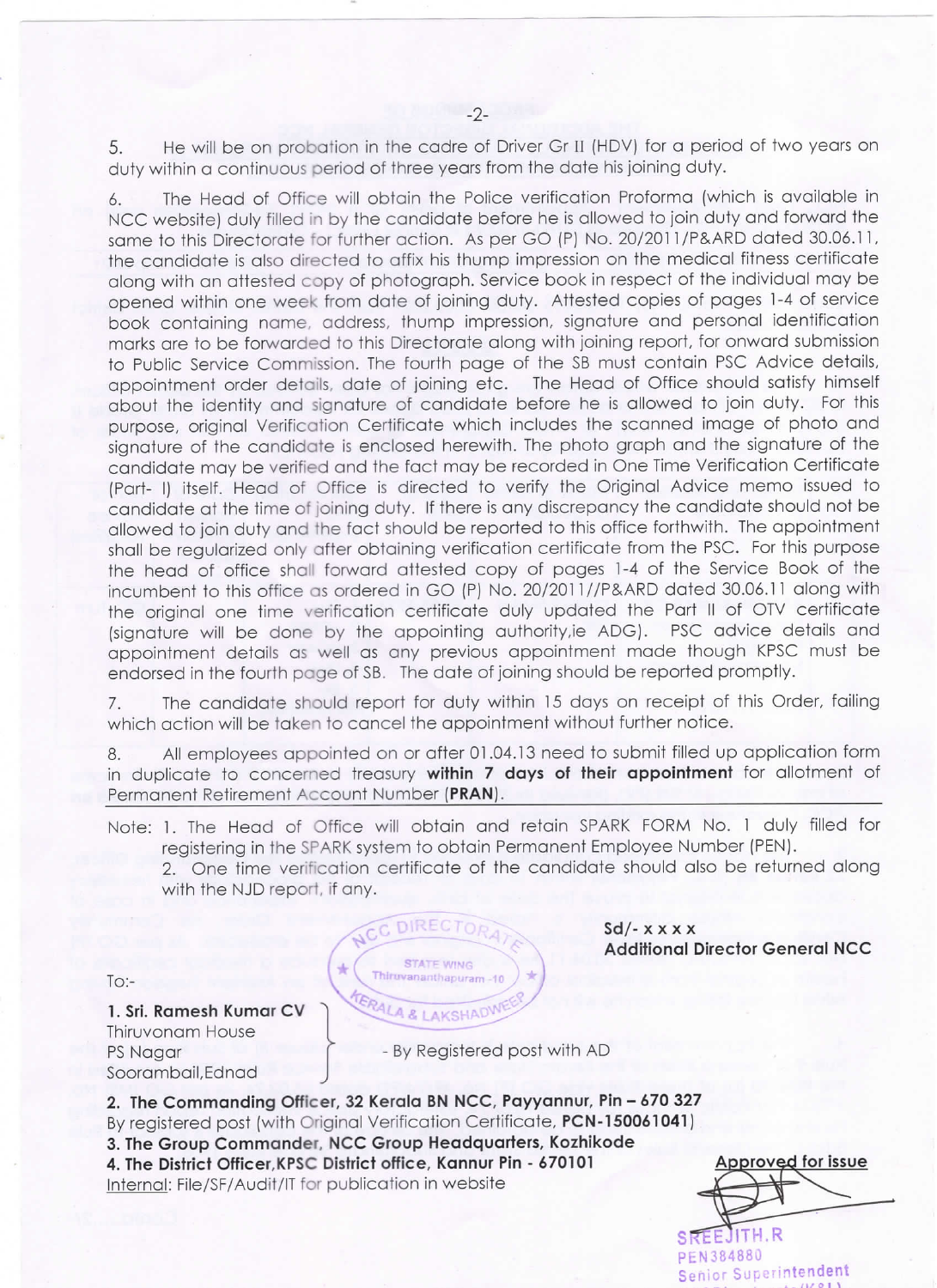5. He will be on probation in the cadre of Driver Gr II (HDV) for a period of two years on duty within a continuous period of three years from the date his joining duty.

6. The Head of Office will obtain the Police verification Proforma (which is available in NCC website) duly filled in by the candidate before he is allowed to join duty and forward the same to this Directorate for further action. As per GO (P) No. 20/2011/P&ARD dated 30.06.11, the candidate is also directed to affix his thump impression on the medical fitness certificate along with an attested copy of photograph. Service book in respect of the individual may be opened within one week from date of joining duty. Attested copies of pages 1-4 of service book containing name, address, thump impression, signature and personal identification marks are to be forwarded to this Directorate along with joining report, for onward submission to Public Service Commission. The fourth page of the SB must contain PSC Advice details, appointment order details, date of joining etc. The Head of Office should satisfy himself about the identity and signature of candidate before he is allowed to join duty. For this purpose, original Verification Certificate which includes the scanned image of photo and signature of the candidate is enclosed herewith. The photo graph and the signature of the candidate may be verified and the fact may be recorded in One Time Verification Certificate (Part- I) itself. Head of Office is directed to verify the Original Advice memo issued to candidate at the time of joining duty. If there is any discrepancy the candidate should not be allowed to join duty and the fact should be reported to this office forthwith. The appointment shall be regularized only after obtaining verification certificate from the PSC. For this purpose the head of office shall forward attested copy of pages 1-4 of the Service Book of the incumbent to this office as ordered in GO (P) No. 20/2011//P&ARD dated 30.06.11 along with the original one time verification certificate duly updated the Part II of OTV certificate (signature will be done by the appointing authority,ie ADG). PSC advice details and appointment details as well as any previous appointment made though KPSC must be endorsed in the fourth page of SB. The date of joining should be reported promptly.

7. The candidate should report for duty within 15 days on receipt of this Order, failing which action will be taken to cancel the appointment without further notice.

8. All employees appointed on or after 01.04.13 need to submit filled up application form in duplicate to concerned treasury **within 7 days of their appointment** for allotment of Permanent Retirement Account Number (**PRAN**).

Note: 1. The Head of Office will obtain and retain SPARK FORM No. 1 duly filled for registering in the SPARK system to obtain Permanent Employee Number (PEN).
2. One time verification certificate of the candidate should also be returned along with the NJD report, if any.

NCC DIRECTORATE
STATE WING
Thiruvananthapuram -10
KERALA & LAKSHADWEEP

Sd/- x x x x
**Additional Director General NCC**

To:-

**1. Sri. Ramesh Kumar CV**
Thiruvonam House
PS Nagar
Soorambail,Ednad

- By Registered post with AD

**2. The Commanding Officer, 32 Kerala BN NCC, Payyannur, Pin – 670 327**
By registered post (with Original Verification Certificate, **PCN-150061041**)
**3. The Group Commander, NCC Group Headquarters, Kozhikode**
**4. The District Officer,KPSC District office, Kannur Pin - 670101**
Internal: File/SF/Audit/IT for publication in website

Approved for issue

SREEJITH.R
PEN384880
Senior Superintendent